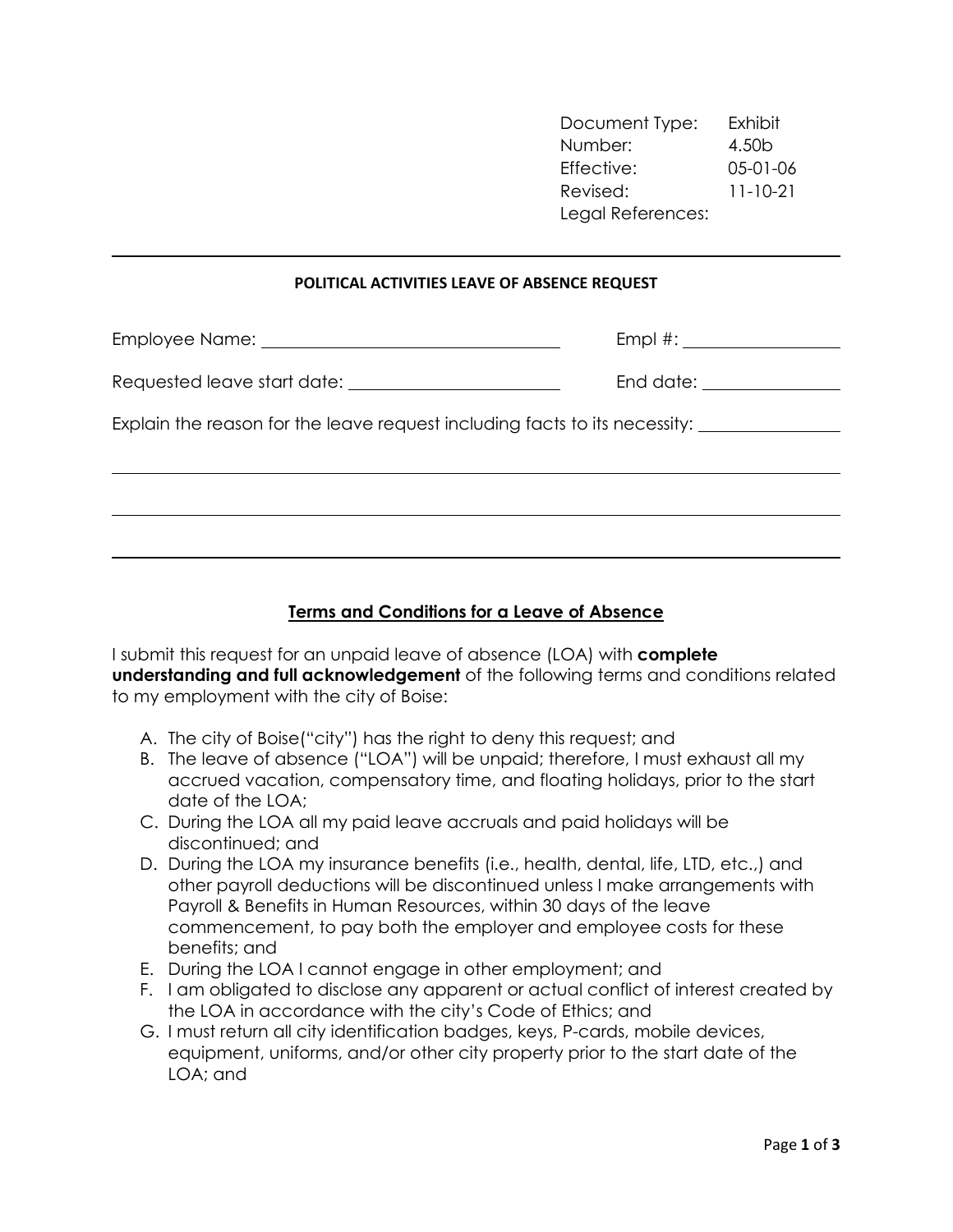| | |
|---|---|
| Document Type: | Exhibit |
| Number: | 4.50b |
| Effective: | 05-01-06 |
| Revised: | 11-10-21 |
| Legal References: | |

---

**POLITICAL ACTIVITIES LEAVE OF ABSENCE REQUEST**

Employee Name: ______________________________ Empl #: ________________

Requested leave start date: ______________________ End date: ______________

Explain the reason for the leave request including facts to its necessity: ______________

______________________________________________________________________

______________________________________________________________________

______________________________________________________________________

## Terms and Conditions for a Leave of Absence

I submit this request for an unpaid leave of absence (LOA) with **complete understanding and full acknowledgement** of the following terms and conditions related to my employment with the city of Boise:

A. The city of Boise("city") has the right to deny this request; and
B. The leave of absence ("LOA") will be unpaid; therefore, I must exhaust all my accrued vacation, compensatory time, and floating holidays, prior to the start date of the LOA;
C. During the LOA all my paid leave accruals and paid holidays will be discontinued; and
D. During the LOA my insurance benefits (i.e., health, dental, life, LTD, etc.,) and other payroll deductions will be discontinued unless I make arrangements with Payroll & Benefits in Human Resources, within 30 days of the leave commencement, to pay both the employer and employee costs for these benefits; and
E. During the LOA I cannot engage in other employment; and
F. I am obligated to disclose any apparent or actual conflict of interest created by the LOA in accordance with the city's Code of Ethics; and
G. I must return all city identification badges, keys, P-cards, mobile devices, equipment, uniforms, and/or other city property prior to the start date of the LOA; and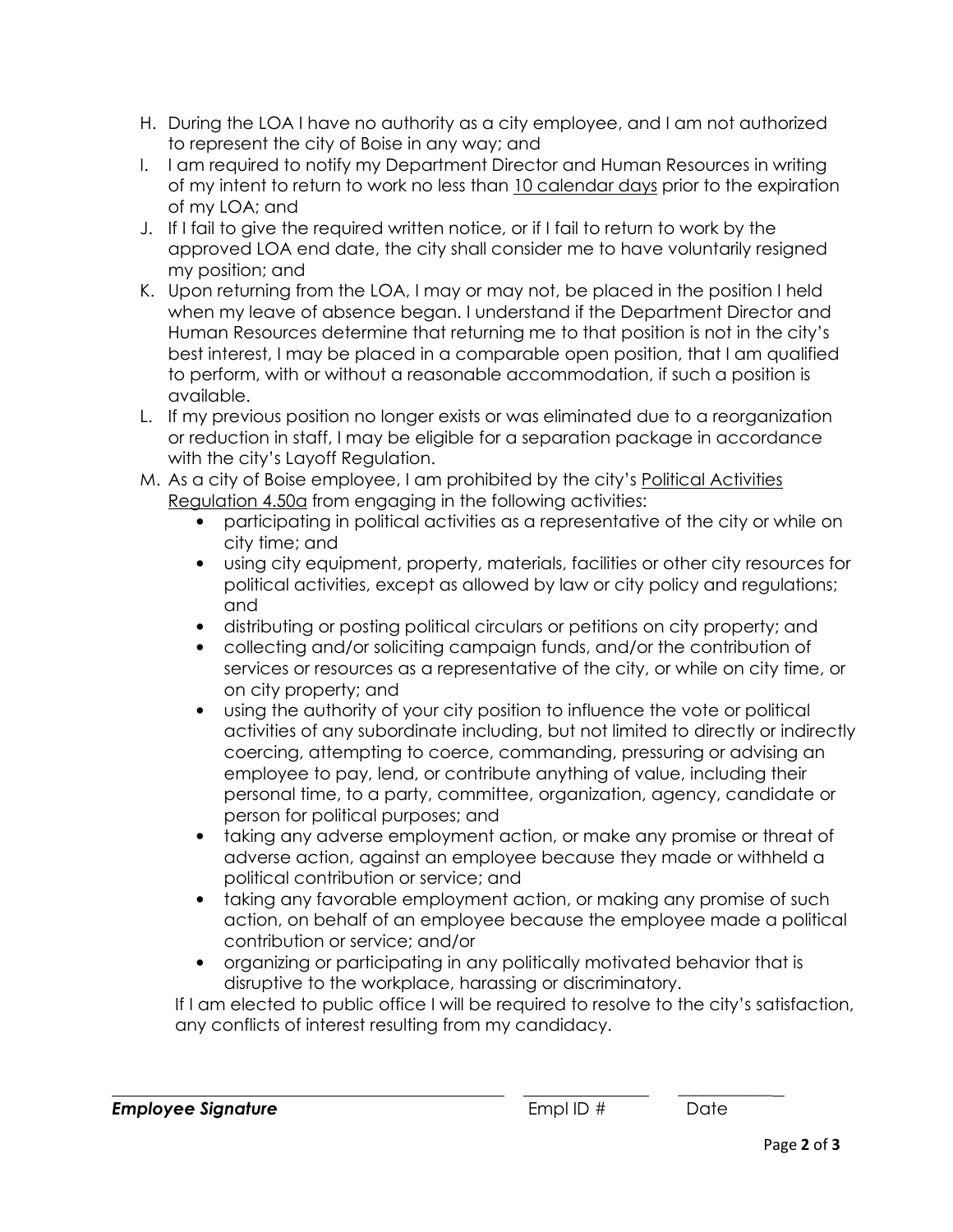H. During the LOA I have no authority as a city employee, and I am not authorized to represent the city of Boise in any way; and

I. I am required to notify my Department Director and Human Resources in writing of my intent to return to work no less than <u>10 calendar days</u> prior to the expiration of my LOA; and

J. If I fail to give the required written notice, or if I fail to return to work by the approved LOA end date, the city shall consider me to have voluntarily resigned my position; and

K. Upon returning from the LOA, I may or may not, be placed in the position I held when my leave of absence began. I understand if the Department Director and Human Resources determine that returning me to that position is not in the city's best interest, I may be placed in a comparable open position, that I am qualified to perform, with or without a reasonable accommodation, if such a position is available.

L. If my previous position no longer exists or was eliminated due to a reorganization or reduction in staff, I may be eligible for a separation package in accordance with the city's Layoff Regulation.

M. As a city of Boise employee, I am prohibited by the city's <u>Political Activities Regulation 4.50a</u> from engaging in the following activities:

- participating in political activities as a representative of the city or while on city time; and
- using city equipment, property, materials, facilities or other city resources for political activities, except as allowed by law or city policy and regulations; and
- distributing or posting political circulars or petitions on city property; and
- collecting and/or soliciting campaign funds, and/or the contribution of services or resources as a representative of the city, or while on city time, or on city property; and
- using the authority of your city position to influence the vote or political activities of any subordinate including, but not limited to directly or indirectly coercing, attempting to coerce, commanding, pressuring or advising an employee to pay, lend, or contribute anything of value, including their personal time, to a party, committee, organization, agency, candidate or person for political purposes; and
- taking any adverse employment action, or make any promise or threat of adverse action, against an employee because they made or withheld a political contribution or service; and
- taking any favorable employment action, or making any promise of such action, on behalf of an employee because the employee made a political contribution or service; and/or
- organizing or participating in any politically motivated behavior that is disruptive to the workplace, harassing or discriminatory.

If I am elected to public office I will be required to resolve to the city's satisfaction, any conflicts of interest resulting from my candidacy.

| ______________________________ | ______________ | ______________ |
|---|---|---|
| ***Employee Signature*** | Empl ID # | Date |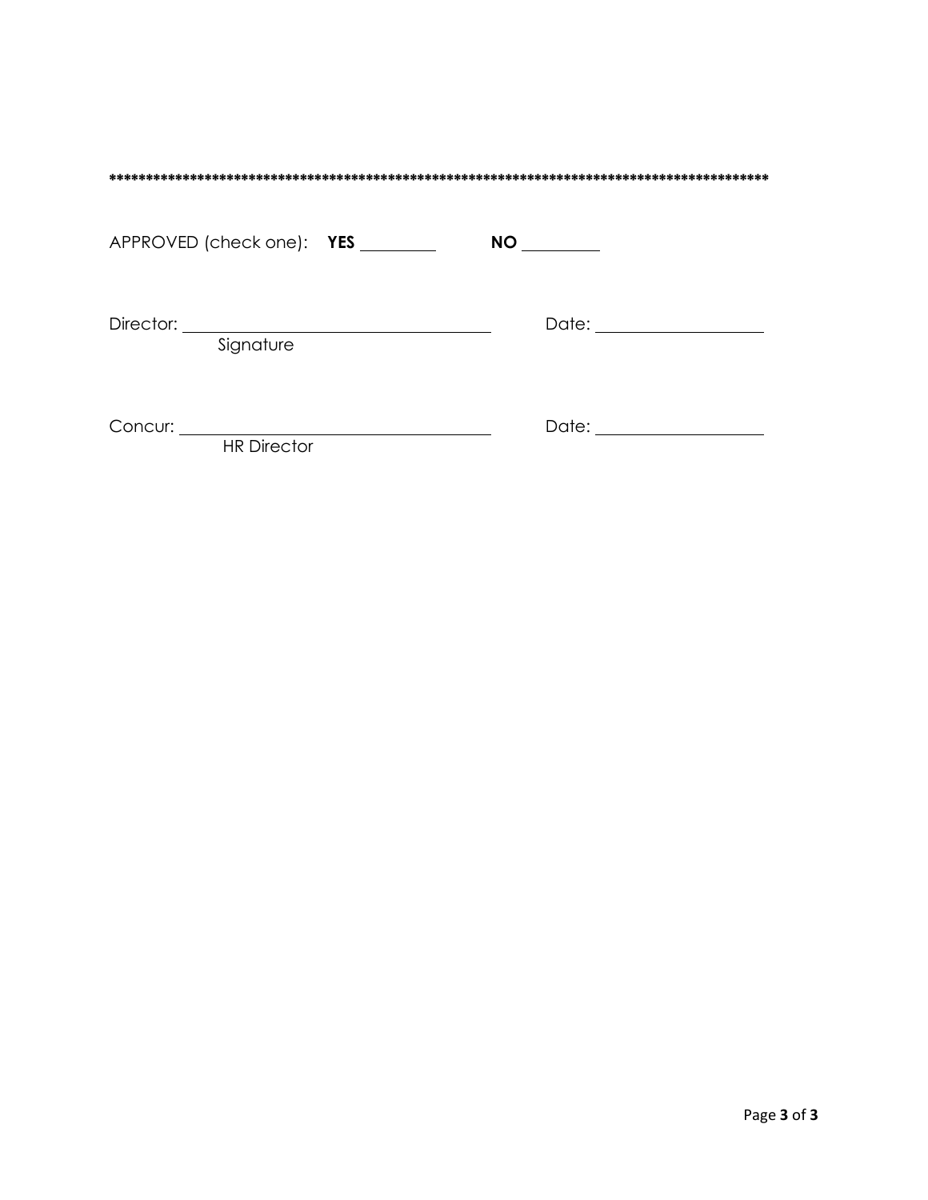*******************************************************************************************

APPROVED (check one): **YES** _________ **NO** _________

Director: ___________________________________ Date: ___________________
Signature

Concur: ___________________________________ Date: ___________________
HR Director